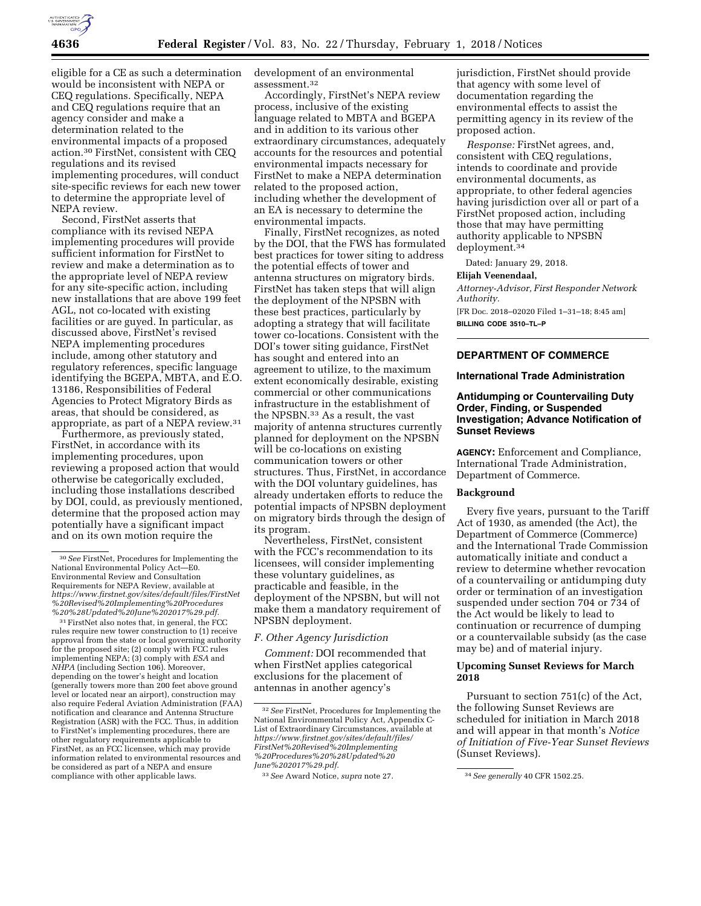eligible for a CE as such a determination would be inconsistent with NEPA or CEQ regulations. Specifically, NEPA and CEQ regulations require that an agency consider and make a determination related to the environmental impacts of a proposed action.[30] FirstNet, consistent with CEQ regulations and its revised implementing procedures, will conduct site-specific reviews for each new tower to determine the appropriate level of NEPA review.

Second, FirstNet asserts that compliance with its revised NEPA implementing procedures will provide sufficient information for FirstNet to review and make a determination as to the appropriate level of NEPA review for any site-specific action, including new installations that are above 199 feet AGL, not co-located with existing facilities or are guyed. In particular, as discussed above, FirstNet's revised NEPA implementing procedures include, among other statutory and regulatory references, specific language identifying the BGEPA, MBTA, and E.O. 13186, Responsibilities of Federal Agencies to Protect Migratory Birds as areas, that should be considered, as appropriate, as part of a NEPA review.[31]

Furthermore, as previously stated, FirstNet, in accordance with its implementing procedures, upon reviewing a proposed action that would otherwise be categorically excluded, including those installations described by DOI, could, as previously mentioned, determine that the proposed action may potentially have a significant impact and on its own motion require the development of an environmental assessment.[32]

Accordingly, FirstNet's NEPA review process, inclusive of the existing language related to MBTA and BGEPA and in addition to its various other extraordinary circumstances, adequately accounts for the resources and potential environmental impacts necessary for FirstNet to make a NEPA determination related to the proposed action, including whether the development of an EA is necessary to determine the environmental impacts.

Finally, FirstNet recognizes, as noted by the DOI, that the FWS has formulated best practices for tower siting to address the potential effects of tower and antenna structures on migratory birds. FirstNet has taken steps that will align the deployment of the NPSBN with these best practices, particularly by adopting a strategy that will facilitate tower co-locations. Consistent with the DOI's tower siting guidance, FirstNet has sought and entered into an agreement to utilize, to the maximum extent economically desirable, existing commercial or other communications infrastructure in the establishment of the NPSBN.[33] As a result, the vast majority of antenna structures currently planned for deployment on the NPSBN will be co-locations on existing communication towers or other structures. Thus, FirstNet, in accordance with the DOI voluntary guidelines, has already undertaken efforts to reduce the potential impacts of NPSBN deployment on migratory birds through the design of its program.

Nevertheless, FirstNet, consistent with the FCC's recommendation to its licensees, will consider implementing these voluntary guidelines, as practicable and feasible, in the deployment of the NPSBN, but will not make them a mandatory requirement of NPSBN deployment.

### *F. Other Agency Jurisdiction*

*Comment:* DOI recommended that when FirstNet applies categorical exclusions for the placement of antennas in another agency's jurisdiction, FirstNet should provide that agency with some level of documentation regarding the environmental effects to assist the permitting agency in its review of the proposed action.

*Response:* FirstNet agrees, and, consistent with CEQ regulations, intends to coordinate and provide environmental documents, as appropriate, to other federal agencies having jurisdiction over all or part of a FirstNet proposed action, including those that may have permitting authority applicable to NPSBN deployment.[34]

Dated: January 29, 2018.

**Elijah Veenendaal,**

*Attorney-Advisor, First Responder Network Authority.*

[FR Doc. 2018–02020 Filed 1–31–18; 8:45 am]

**BILLING CODE 3510–TL–P**

---

[30] *See* FirstNet, Procedures for Implementing the National Environmental Policy Act—E0. Environmental Review and Consultation Requirements for NEPA Review, available at *https://www.firstnet.gov/sites/default/files/FirstNet%20Revised%20Implementing%20Procedures%20%28Updated%20June%202017%29.pdf.*

[31] FirstNet also notes that, in general, the FCC rules require new tower construction to (1) receive approval from the state or local governing authority for the proposed site; (2) comply with FCC rules implementing NEPA; (3) comply with *ESA* and *NHPA* (including Section 106). Moreover, depending on the tower's height and location (generally towers more than 200 feet above ground level or located near an airport), construction may also require Federal Aviation Administration (FAA) notification and clearance and Antenna Structure Registration (ASR) with the FCC. Thus, in addition to FirstNet's implementing procedures, there are other regulatory requirements applicable to FirstNet, as an FCC licensee, which may provide information related to environmental resources and be considered as part of a NEPA and ensure compliance with other applicable laws.

[32] *See* FirstNet, Procedures for Implementing the National Environmental Policy Act, Appendix C-List of Extraordinary Circumstances, available at *https://www.firstnet.gov/sites/default/files/FirstNet%20Revised%20Implementing%20Procedures%20%28Updated%20June%202017%29.pdf.*

[33] *See* Award Notice, *supra* note 27.

[34] *See generally* 40 CFR 1502.25.

---

## DEPARTMENT OF COMMERCE

### International Trade Administration

### Antidumping or Countervailing Duty Order, Finding, or Suspended Investigation; Advance Notification of Sunset Reviews

**AGENCY:** Enforcement and Compliance, International Trade Administration, Department of Commerce.

#### Background

Every five years, pursuant to the Tariff Act of 1930, as amended (the Act), the Department of Commerce (Commerce) and the International Trade Commission automatically initiate and conduct a review to determine whether revocation of a countervailing or antidumping duty order or termination of an investigation suspended under section 704 or 734 of the Act would be likely to lead to continuation or recurrence of dumping or a countervailable subsidy (as the case may be) and of material injury.

#### Upcoming Sunset Reviews for March 2018

Pursuant to section 751(c) of the Act, the following Sunset Reviews are scheduled for initiation in March 2018 and will appear in that month's *Notice of Initiation of Five-Year Sunset Reviews* (Sunset Reviews).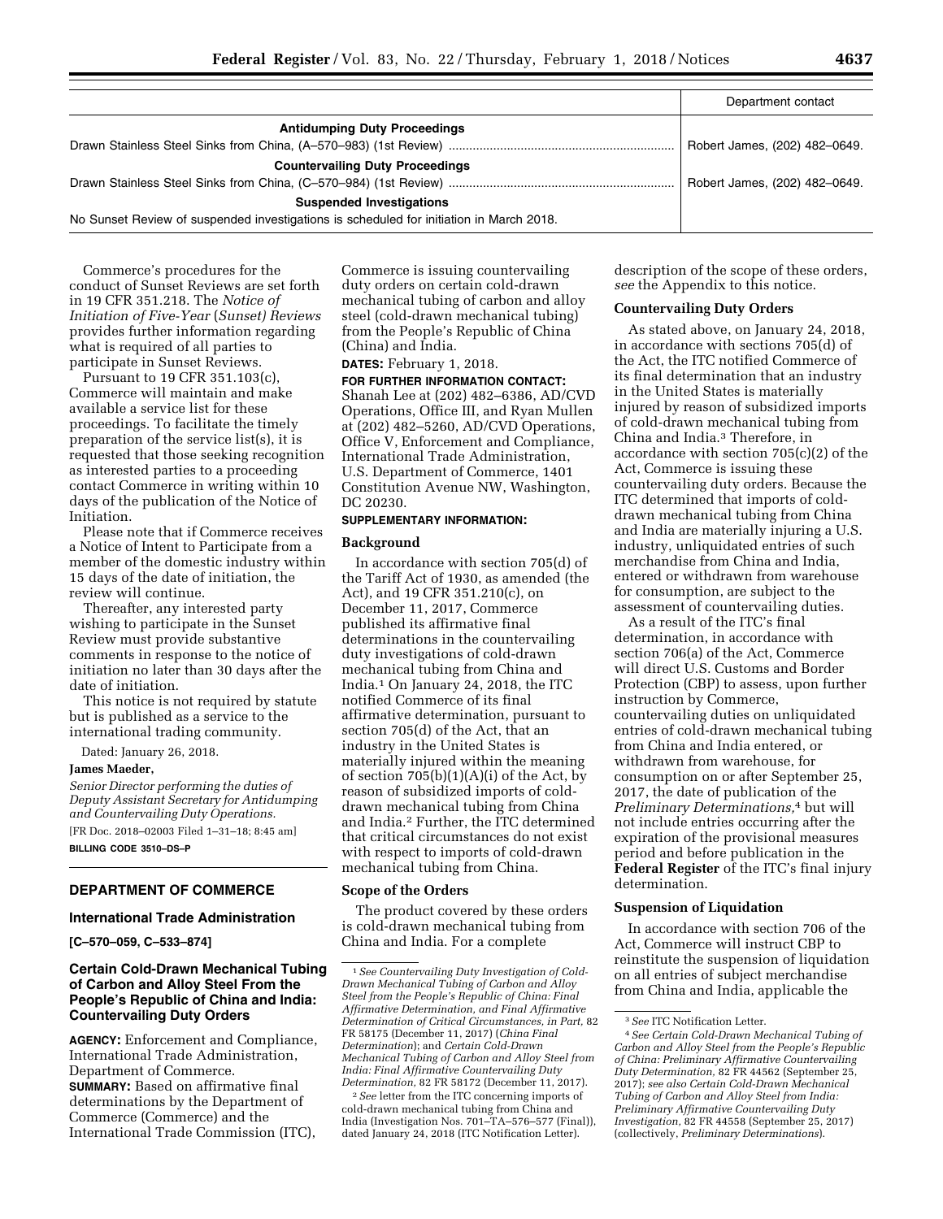| | Department contact |
|---|---|
| **Antidumping Duty Proceedings** | |
| Drawn Stainless Steel Sinks from China, (A–570–983) (1st Review) | Robert James, (202) 482–0649. |
| **Countervailing Duty Proceedings** | |
| Drawn Stainless Steel Sinks from China, (C–570–984) (1st Review) | Robert James, (202) 482–0649. |
| **Suspended Investigations** | |
| No Sunset Review of suspended investigations is scheduled for initiation in March 2018. | |

Commerce's procedures for the conduct of Sunset Reviews are set forth in 19 CFR 351.218. The *Notice of Initiation of Five-Year* (*Sunset*) *Reviews* provides further information regarding what is required of all parties to participate in Sunset Reviews.

Pursuant to 19 CFR 351.103(c), Commerce will maintain and make available a service list for these proceedings. To facilitate the timely preparation of the service list(s), it is requested that those seeking recognition as interested parties to a proceeding contact Commerce in writing within 10 days of the publication of the Notice of Initiation.

Please note that if Commerce receives a Notice of Intent to Participate from a member of the domestic industry within 15 days of the date of initiation, the review will continue.

Thereafter, any interested party wishing to participate in the Sunset Review must provide substantive comments in response to the notice of initiation no later than 30 days after the date of initiation.

This notice is not required by statute but is published as a service to the international trading community.

Dated: January 26, 2018.

**James Maeder,**

*Senior Director performing the duties of Deputy Assistant Secretary for Antidumping and Countervailing Duty Operations.*

[FR Doc. 2018–02003 Filed 1–31–18; 8:45 am]

**BILLING CODE 3510–DS–P**

## DEPARTMENT OF COMMERCE

### International Trade Administration

**[C–570–059, C–533–874]**

### Certain Cold-Drawn Mechanical Tubing of Carbon and Alloy Steel From the People's Republic of China and India: Countervailing Duty Orders

**AGENCY:** Enforcement and Compliance, International Trade Administration, Department of Commerce.

**SUMMARY:** Based on affirmative final determinations by the Department of Commerce (Commerce) and the International Trade Commission (ITC), Commerce is issuing countervailing duty orders on certain cold-drawn mechanical tubing of carbon and alloy steel (cold-drawn mechanical tubing) from the People's Republic of China (China) and India.

**DATES:** February 1, 2018.

**FOR FURTHER INFORMATION CONTACT:** Shanah Lee at (202) 482–6386, AD/CVD Operations, Office III, and Ryan Mullen at (202) 482–5260, AD/CVD Operations, Office V, Enforcement and Compliance, International Trade Administration, U.S. Department of Commerce, 1401 Constitution Avenue NW, Washington, DC 20230.

**SUPPLEMENTARY INFORMATION:**

#### Background

In accordance with section 705(d) of the Tariff Act of 1930, as amended (the Act), and 19 CFR 351.210(c), on December 11, 2017, Commerce published its affirmative final determinations in the countervailing duty investigations of cold-drawn mechanical tubing from China and India.[1] On January 24, 2018, the ITC notified Commerce of its final affirmative determination, pursuant to section 705(d) of the Act, that an industry in the United States is materially injured within the meaning of section 705(b)(1)(A)(i) of the Act, by reason of subsidized imports of cold-drawn mechanical tubing from China and India.[2] Further, the ITC determined that critical circumstances do not exist with respect to imports of cold-drawn mechanical tubing from China.

#### Scope of the Orders

The product covered by these orders is cold-drawn mechanical tubing from China and India. For a complete description of the scope of these orders, *see* the Appendix to this notice.

#### Countervailing Duty Orders

As stated above, on January 24, 2018, in accordance with sections 705(d) of the Act, the ITC notified Commerce of its final determination that an industry in the United States is materially injured by reason of subsidized imports of cold-drawn mechanical tubing from China and India.[3] Therefore, in accordance with section 705(c)(2) of the Act, Commerce is issuing these countervailing duty orders. Because the ITC determined that imports of cold-drawn mechanical tubing from China and India are materially injuring a U.S. industry, unliquidated entries of such merchandise from China and India, entered or withdrawn from warehouse for consumption, are subject to the assessment of countervailing duties.

As a result of the ITC's final determination, in accordance with section 706(a) of the Act, Commerce will direct U.S. Customs and Border Protection (CBP) to assess, upon further instruction by Commerce, countervailing duties on unliquidated entries of cold-drawn mechanical tubing from China and India entered, or withdrawn from warehouse, for consumption on or after September 25, 2017, the date of publication of the *Preliminary Determinations,*[4] but will not include entries occurring after the expiration of the provisional measures period and before publication in the **Federal Register** of the ITC's final injury determination.

#### Suspension of Liquidation

In accordance with section 706 of the Act, Commerce will instruct CBP to reinstitute the suspension of liquidation on all entries of subject merchandise from China and India, applicable the

[1] *See Countervailing Duty Investigation of Cold-Drawn Mechanical Tubing of Carbon and Alloy Steel from the People's Republic of China: Final Affirmative Determination, and Final Affirmative Determination of Critical Circumstances, in Part,* 82 FR 58175 (December 11, 2017) (*China Final Determination*); and *Certain Cold-Drawn Mechanical Tubing of Carbon and Alloy Steel from India: Final Affirmative Countervailing Duty Determination,* 82 FR 58172 (December 11, 2017).

[2] *See* letter from the ITC concerning imports of cold-drawn mechanical tubing from China and India (Investigation Nos. 701–TA–576–577 (Final)), dated January 24, 2018 (ITC Notification Letter).

[3] *See* ITC Notification Letter.

[4] *See Certain Cold-Drawn Mechanical Tubing of Carbon and Alloy Steel from the People's Republic of China: Preliminary Affirmative Countervailing Duty Determination,* 82 FR 44562 (September 25, 2017); *see also Certain Cold-Drawn Mechanical Tubing of Carbon and Alloy Steel from India: Preliminary Affirmative Countervailing Duty Investigation,* 82 FR 44558 (September 25, 2017) (collectively, *Preliminary Determinations*).